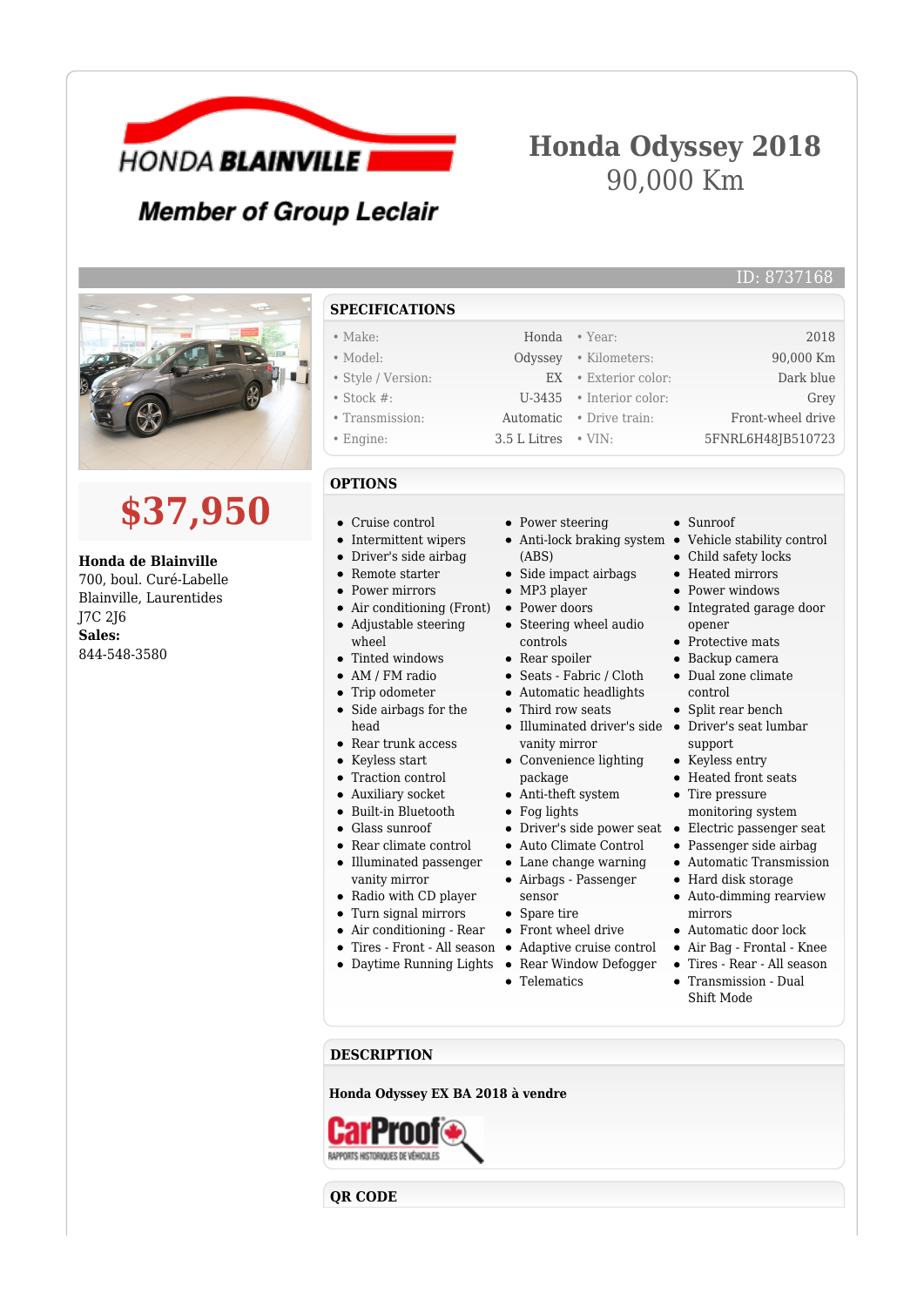HONDA BLAINVILLE

Member of Group Leclair

# Honda Odyssey 2018

90,000 Km

ID: 8737168

**$37,950**

**Honda de Blainville**
700, boul. Curé-Labelle
Blainville, Laurentides
J7C 2J6
**Sales:**
844-548-3580

## SPECIFICATIONS

| | | | |
|---|---|---|---|
| • Make: | Honda | • Year: | 2018 |
| • Model: | Odyssey | • Kilometers: | 90,000 Km |
| • Style / Version: | EX | • Exterior color: | Dark blue |
| • Stock #: | U-3435 | • Interior color: | Grey |
| • Transmission: | Automatic | • Drive train: | Front-wheel drive |
| • Engine: | 3.5 L Litres | • VIN: | 5FNRL6H48JB510723 |

## OPTIONS

- Cruise control
- Intermittent wipers
- Driver's side airbag
- Remote starter
- Power mirrors
- Air conditioning (Front)
- Adjustable steering wheel
- Tinted windows
- AM / FM radio
- Trip odometer
- Side airbags for the head
- Rear trunk access
- Keyless start
- Traction control
- Auxiliary socket
- Built-in Bluetooth
- Glass sunroof
- Rear climate control
- Illuminated passenger vanity mirror
- Radio with CD player
- Turn signal mirrors
- Air conditioning - Rear
- Tires - Front - All season
- Daytime Running Lights
- Power steering
- Anti-lock braking system (ABS)
- Side impact airbags
- MP3 player
- Power doors
- Steering wheel audio controls
- Rear spoiler
- Seats - Fabric / Cloth
- Automatic headlights
- Third row seats
- Illuminated driver's side vanity mirror
- Convenience lighting package
- Anti-theft system
- Fog lights
- Driver's side power seat
- Auto Climate Control
- Lane change warning
- Airbags - Passenger sensor
- Spare tire
- Front wheel drive
- Adaptive cruise control
- Rear Window Defogger
- Telematics
- Sunroof
- Vehicle stability control
- Child safety locks
- Heated mirrors
- Power windows
- Integrated garage door opener
- Protective mats
- Backup camera
- Dual zone climate control
- Split rear bench
- Driver's seat lumbar support
- Keyless entry
- Heated front seats
- Tire pressure monitoring system
- Electric passenger seat
- Passenger side airbag
- Automatic Transmission
- Hard disk storage
- Auto-dimming rearview mirrors
- Automatic door lock
- Air Bag - Frontal - Knee
- Tires - Rear - All season
- Transmission - Dual Shift Mode

## DESCRIPTION

**Honda Odyssey EX BA 2018 à vendre**

CarProof — RAPPORTS HISTORIQUES DE VÉHICULES

## QR CODE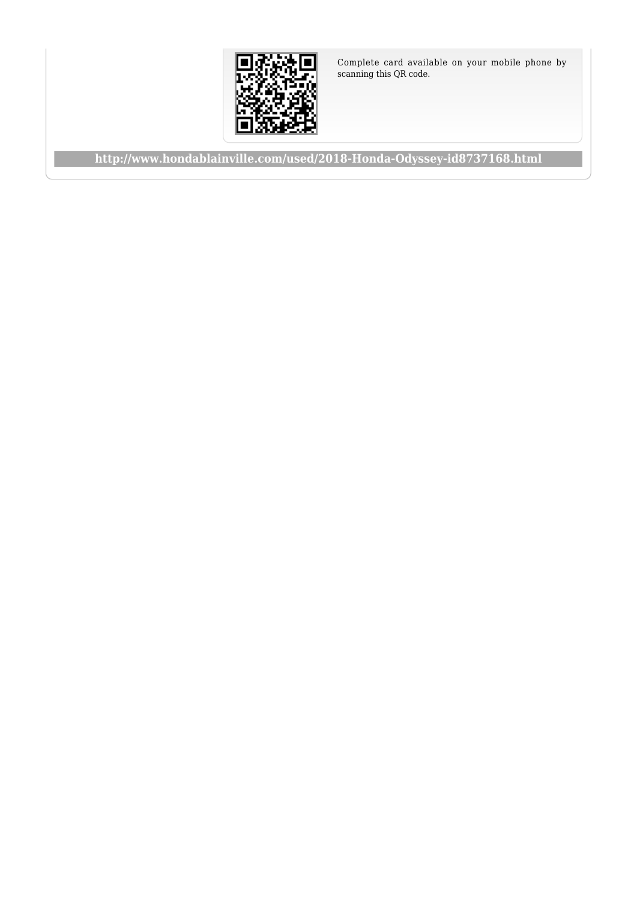Complete card available on your mobile phone by scanning this QR code.

**http://www.hondablainville.com/used/2018-Honda-Odyssey-id8737168.html**